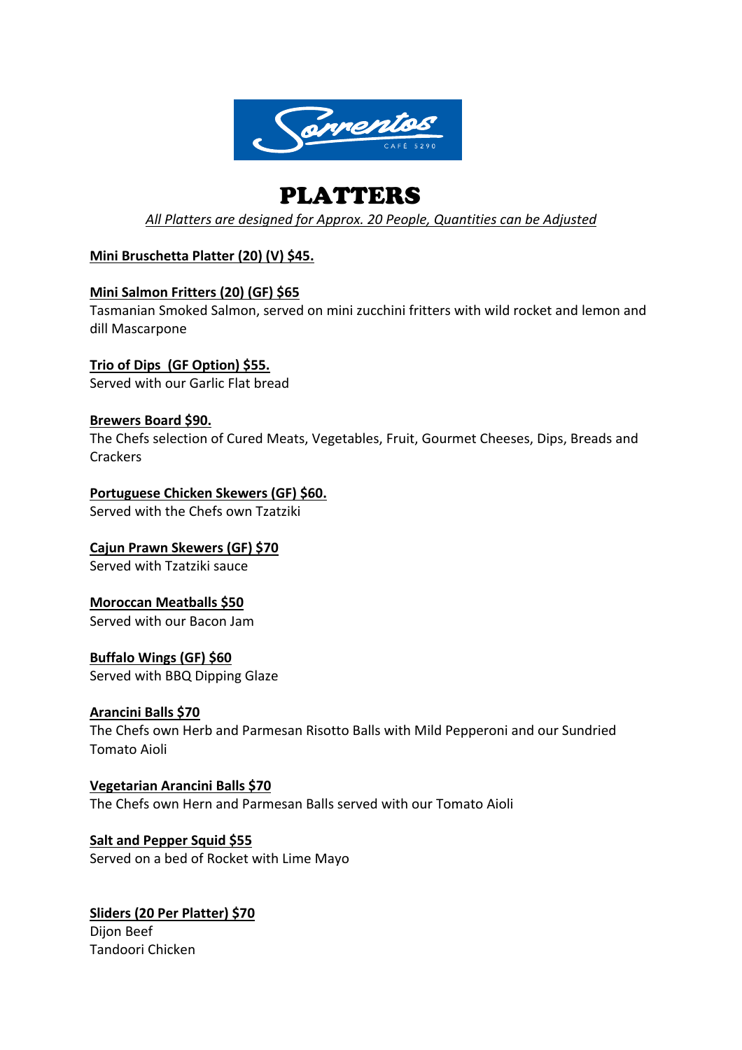# PLATTERS

*All Platters are designed for Approx. 20 People, Quantities can be Adjusted*

**Mini Bruschetta Platter (20) (V) $45.**

**Mini Salmon Fritters (20) (GF) $65**
Tasmanian Smoked Salmon, served on mini zucchini fritters with wild rocket and lemon and dill Mascarpone

**Trio of Dips (GF Option) $55.**
Served with our Garlic Flat bread

**Brewers Board $90.**
The Chefs selection of Cured Meats, Vegetables, Fruit, Gourmet Cheeses, Dips, Breads and Crackers

**Portuguese Chicken Skewers (GF) $60.**
Served with the Chefs own Tzatziki

**Cajun Prawn Skewers (GF) $70**
Served with Tzatziki sauce

**Moroccan Meatballs $50**
Served with our Bacon Jam

**Buffalo Wings (GF) $60**
Served with BBQ Dipping Glaze

**Arancini Balls $70**
The Chefs own Herb and Parmesan Risotto Balls with Mild Pepperoni and our Sundried Tomato Aioli

**Vegetarian Arancini Balls $70**
The Chefs own Hern and Parmesan Balls served with our Tomato Aioli

**Salt and Pepper Squid $55**
Served on a bed of Rocket with Lime Mayo

**Sliders (20 Per Platter) $70**
Dijon Beef
Tandoori Chicken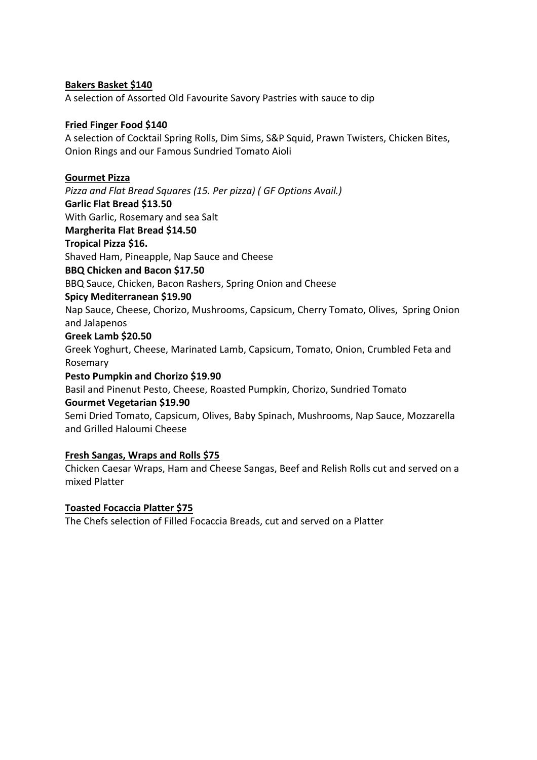**Bakers Basket $140**

A selection of Assorted Old Favourite Savory Pastries with sauce to dip

**Fried Finger Food $140**

A selection of Cocktail Spring Rolls, Dim Sims, S&P Squid, Prawn Twisters, Chicken Bites, Onion Rings and our Famous Sundried Tomato Aioli

**Gourmet Pizza**

*Pizza and Flat Bread Squares (15. Per pizza) ( GF Options Avail.)*

**Garlic Flat Bread $13.50**

With Garlic, Rosemary and sea Salt

**Margherita Flat Bread $14.50**

**Tropical Pizza $16.**

Shaved Ham, Pineapple, Nap Sauce and Cheese

**BBQ Chicken and Bacon $17.50**

BBQ Sauce, Chicken, Bacon Rashers, Spring Onion and Cheese

**Spicy Mediterranean $19.90**

Nap Sauce, Cheese, Chorizo, Mushrooms, Capsicum, Cherry Tomato, Olives, Spring Onion and Jalapenos

**Greek Lamb $20.50**

Greek Yoghurt, Cheese, Marinated Lamb, Capsicum, Tomato, Onion, Crumbled Feta and Rosemary

**Pesto Pumpkin and Chorizo $19.90**

Basil and Pinenut Pesto, Cheese, Roasted Pumpkin, Chorizo, Sundried Tomato

**Gourmet Vegetarian $19.90**

Semi Dried Tomato, Capsicum, Olives, Baby Spinach, Mushrooms, Nap Sauce, Mozzarella and Grilled Haloumi Cheese

**Fresh Sangas, Wraps and Rolls $75**

Chicken Caesar Wraps, Ham and Cheese Sangas, Beef and Relish Rolls cut and served on a mixed Platter

**Toasted Focaccia Platter $75**

The Chefs selection of Filled Focaccia Breads, cut and served on a Platter